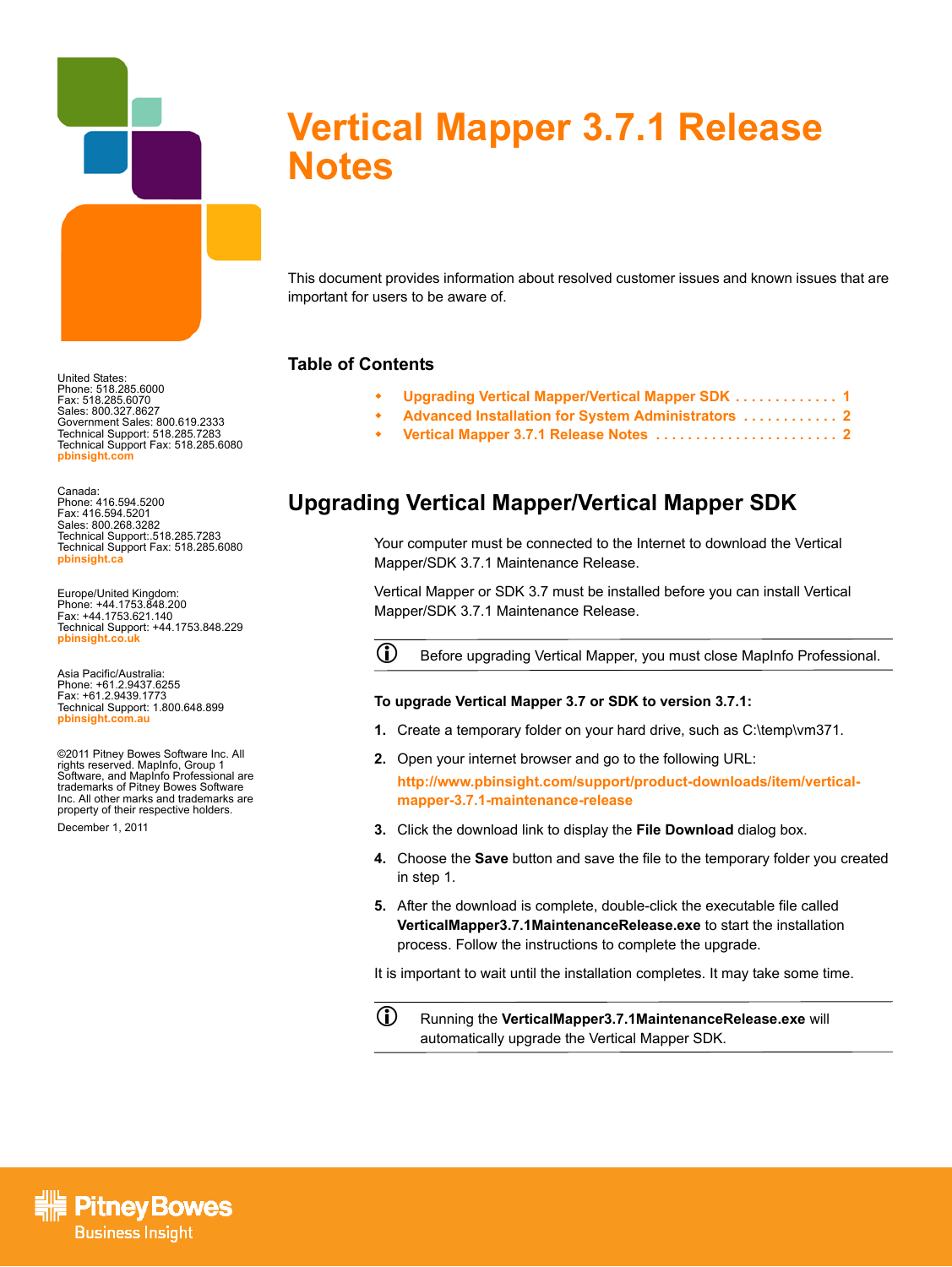# Vertical Mapper 3.7.1 Release Notes

This document provides information about resolved customer issues and known issues that are important for users to be aware of.

United States:
Phone: 518.285.6000
Fax: 518.285.6070
Sales: 800.327.8627
Government Sales: 800.619.2333
Technical Support: 518.285.7283
Technical Support Fax: 518.285.6080
**pbinsight.com**

Canada:
Phone: 416.594.5200
Fax: 416.594.5201
Sales: 800.268.3282
Technical Support:.518.285.7283
Technical Support Fax: 518.285.6080
**pbinsight.ca**

Europe/United Kingdom:
Phone: +44.1753.848.200
Fax: +44.1753.621.140
Technical Support: +44.1753.848.229
**pbinsight.co.uk**

Asia Pacific/Australia:
Phone: +61.2.9437.6255
Fax: +61.2.9439.1773
Technical Support: 1.800.648.899
**pbinsight.com.au**

©2011 Pitney Bowes Software Inc. All rights reserved. MapInfo, Group 1 Software, and MapInfo Professional are trademarks of Pitney Bowes Software Inc. All other marks and trademarks are property of their respective holders.

December 1, 2011

### Table of Contents

- Upgrading Vertical Mapper/Vertical Mapper SDK . . . . . . . . . . . . . 1
- Advanced Installation for System Administrators . . . . . . . . . . . . 2
- Vertical Mapper 3.7.1 Release Notes . . . . . . . . . . . . . . . . . . . . . . . . 2

## Upgrading Vertical Mapper/Vertical Mapper SDK

Your computer must be connected to the Internet to download the Vertical Mapper/SDK 3.7.1 Maintenance Release.

Vertical Mapper or SDK 3.7 must be installed before you can install Vertical Mapper/SDK 3.7.1 Maintenance Release.

> Before upgrading Vertical Mapper, you must close MapInfo Professional.

**To upgrade Vertical Mapper 3.7 or SDK to version 3.7.1:**

1. Create a temporary folder on your hard drive, such as C:\temp\vm371.
2. Open your internet browser and go to the following URL:
   **http://www.pbinsight.com/support/product-downloads/item/vertical-mapper-3.7.1-maintenance-release**
3. Click the download link to display the **File Download** dialog box.
4. Choose the **Save** button and save the file to the temporary folder you created in step 1.
5. After the download is complete, double-click the executable file called **VerticalMapper3.7.1MaintenanceRelease.exe** to start the installation process. Follow the instructions to complete the upgrade.

It is important to wait until the installation completes. It may take some time.

> Running the **VerticalMapper3.7.1MaintenanceRelease.exe** will automatically upgrade the Vertical Mapper SDK.

Pitney Bowes
Business Insight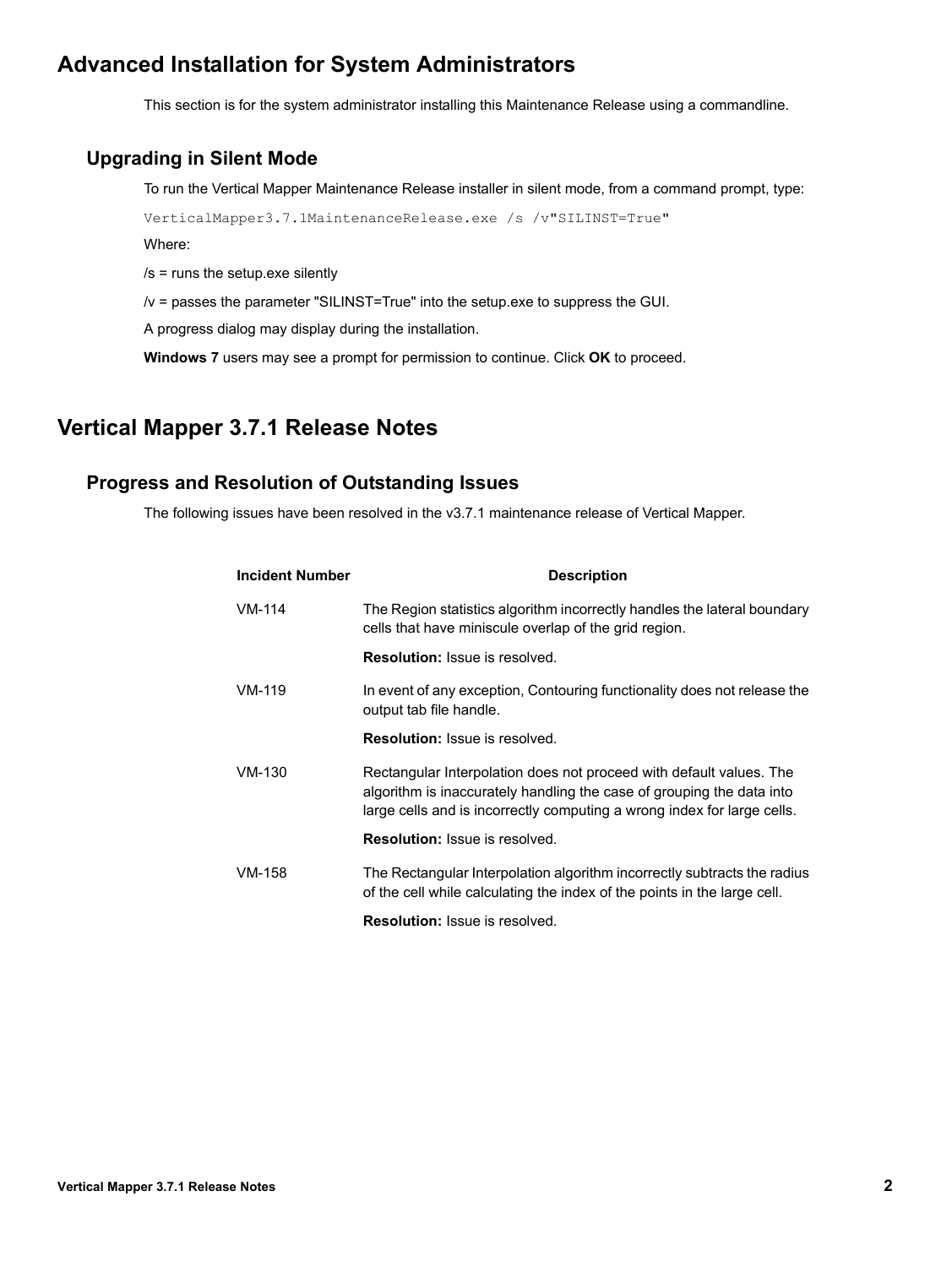# Advanced Installation for System Administrators

This section is for the system administrator installing this Maintenance Release using a commandline.

## Upgrading in Silent Mode

To run the Vertical Mapper Maintenance Release installer in silent mode, from a command prompt, type:

```
VerticalMapper3.7.1MaintenanceRelease.exe /s /v"SILINST=True"
```

Where:

/s = runs the setup.exe silently

/v = passes the parameter "SILINST=True" into the setup.exe to suppress the GUI.

A progress dialog may display during the installation.

**Windows 7** users may see a prompt for permission to continue. Click **OK** to proceed.

# Vertical Mapper 3.7.1 Release Notes

## Progress and Resolution of Outstanding Issues

The following issues have been resolved in the v3.7.1 maintenance release of Vertical Mapper.

| Incident Number | Description |
|---|---|
| VM-114 | The Region statistics algorithm incorrectly handles the lateral boundary cells that have miniscule overlap of the grid region.<br><br>**Resolution:** Issue is resolved. |
| VM-119 | In event of any exception, Contouring functionality does not release the output tab file handle.<br><br>**Resolution:** Issue is resolved. |
| VM-130 | Rectangular Interpolation does not proceed with default values. The algorithm is inaccurately handling the case of grouping the data into large cells and is incorrectly computing a wrong index for large cells.<br><br>**Resolution:** Issue is resolved. |
| VM-158 | The Rectangular Interpolation algorithm incorrectly subtracts the radius of the cell while calculating the index of the points in the large cell.<br><br>**Resolution:** Issue is resolved. |